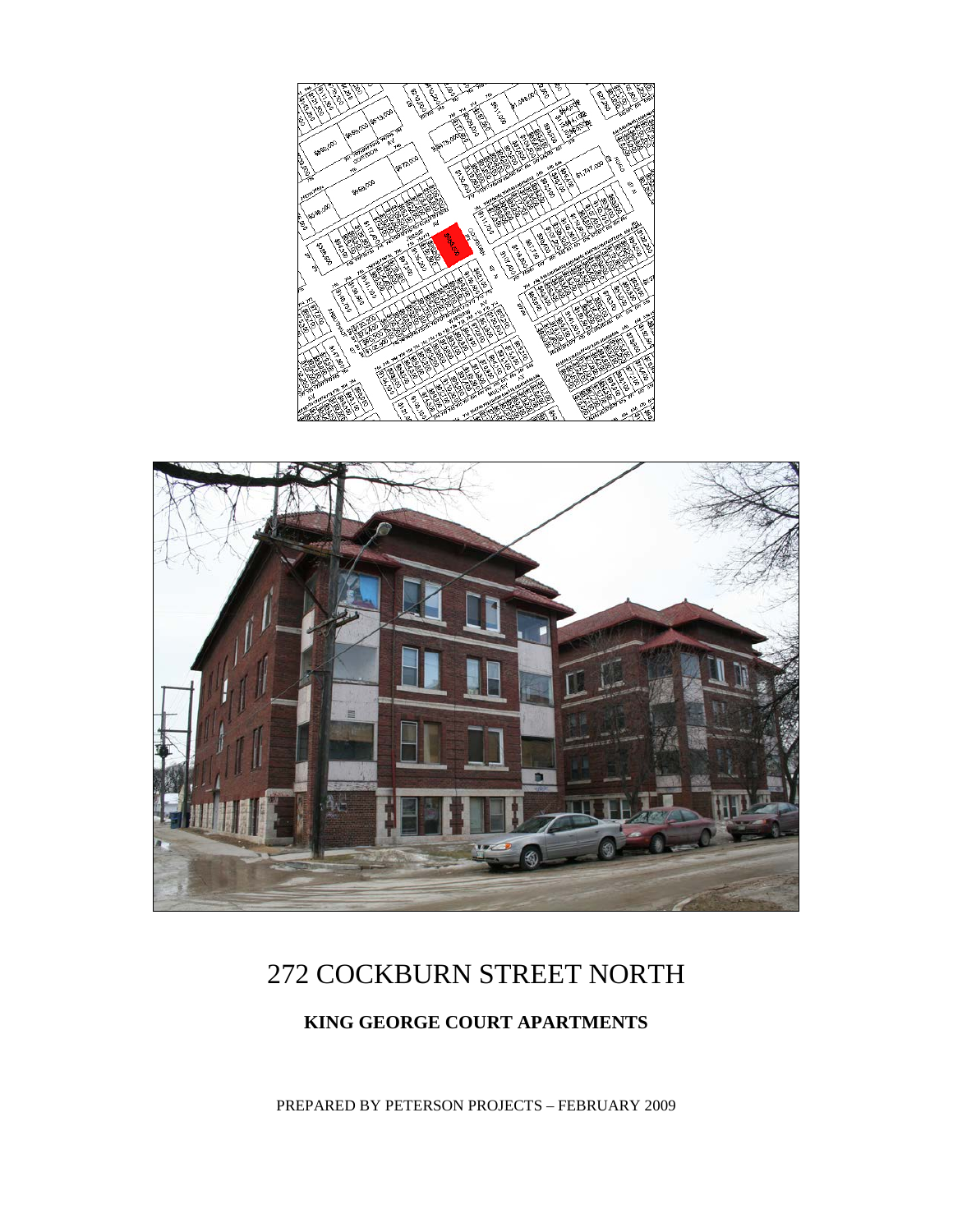# 272 COCKBURN STREET NORTH

## KING GEORGE COURT APARTMENTS

PREPARED BY PETERSON PROJECTS – FEBRUARY 2009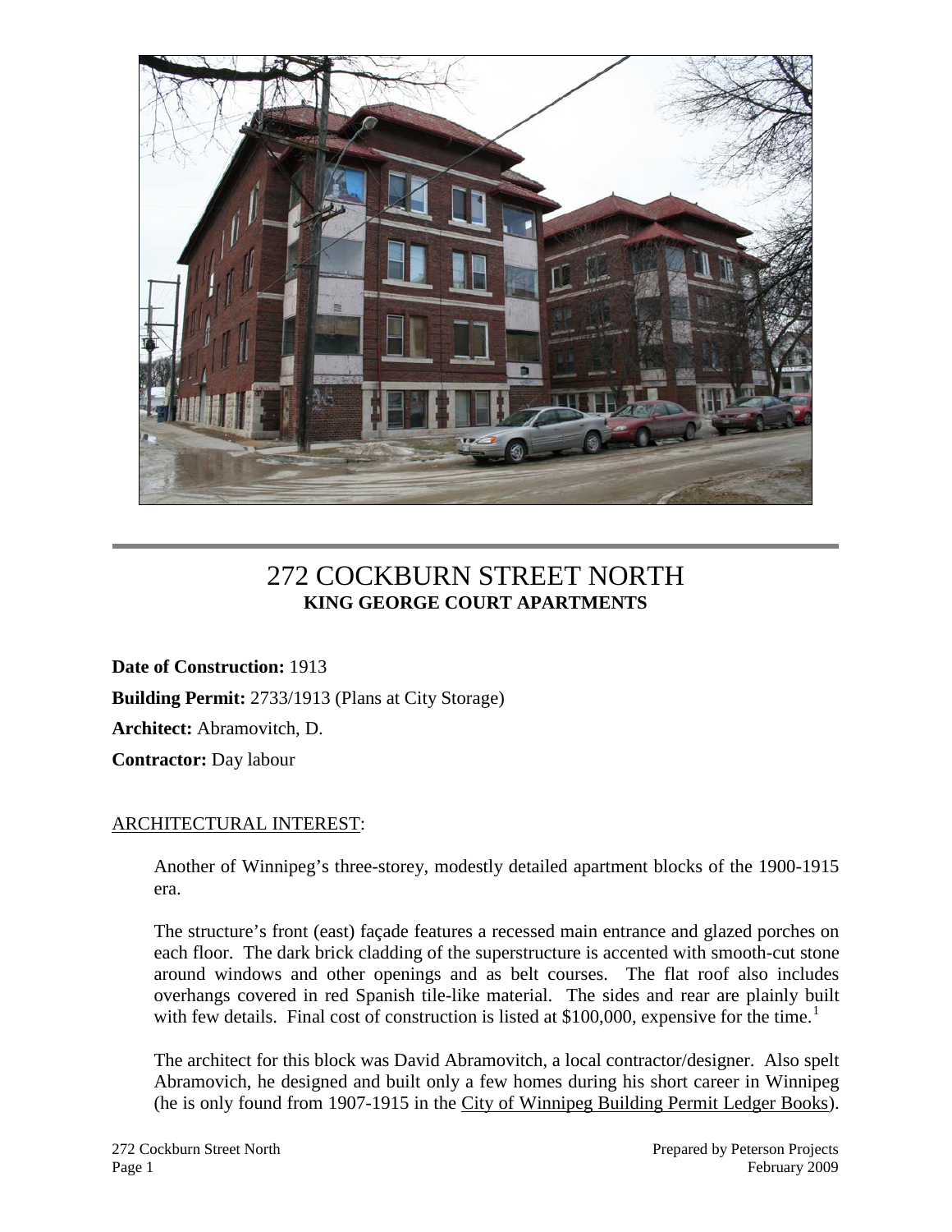# 272 COCKBURN STREET NORTH
## KING GEORGE COURT APARTMENTS

**Date of Construction:** 1913

**Building Permit:** 2733/1913 (Plans at City Storage)

**Architect:** Abramovitch, D.

**Contractor:** Day labour

ARCHITECTURAL INTEREST:

Another of Winnipeg's three-storey, modestly detailed apartment blocks of the 1900-1915 era.

The structure's front (east) façade features a recessed main entrance and glazed porches on each floor. The dark brick cladding of the superstructure is accented with smooth-cut stone around windows and other openings and as belt courses. The flat roof also includes overhangs covered in red Spanish tile-like material. The sides and rear are plainly built with few details. Final cost of construction is listed at $100,000, expensive for the time.[1]

The architect for this block was David Abramovitch, a local contractor/designer. Also spelt Abramovich, he designed and built only a few homes during his short career in Winnipeg (he is only found from 1907-1915 in the City of Winnipeg Building Permit Ledger Books).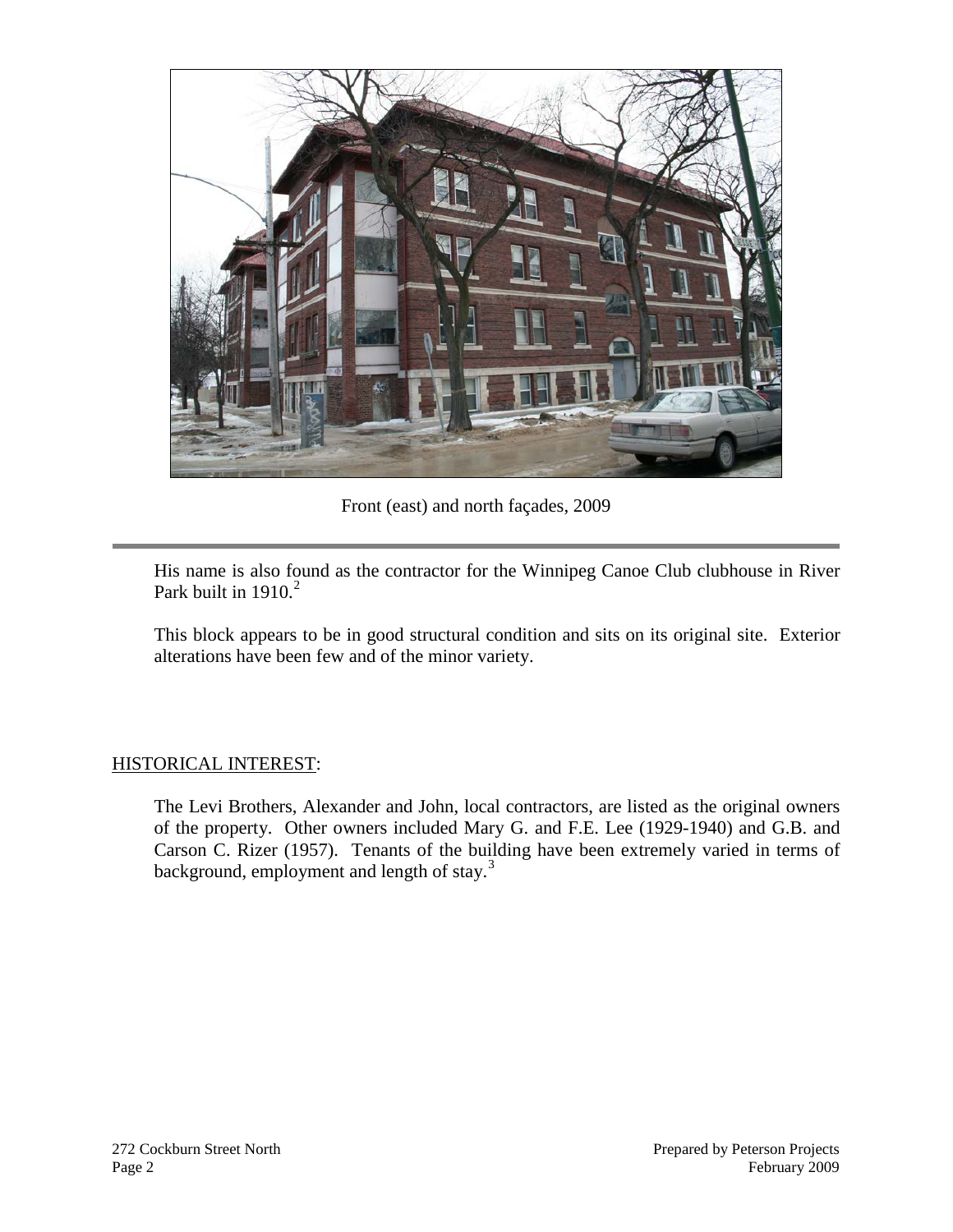Front (east) and north façades, 2009

---

His name is also found as the contractor for the Winnipeg Canoe Club clubhouse in River Park built in 1910.[2]

This block appears to be in good structural condition and sits on its original site. Exterior alterations have been few and of the minor variety.

<u>HISTORICAL INTEREST</u>:

The Levi Brothers, Alexander and John, local contractors, are listed as the original owners of the property. Other owners included Mary G. and F.E. Lee (1929-1940) and G.B. and Carson C. Rizer (1957). Tenants of the building have been extremely varied in terms of background, employment and length of stay.[3]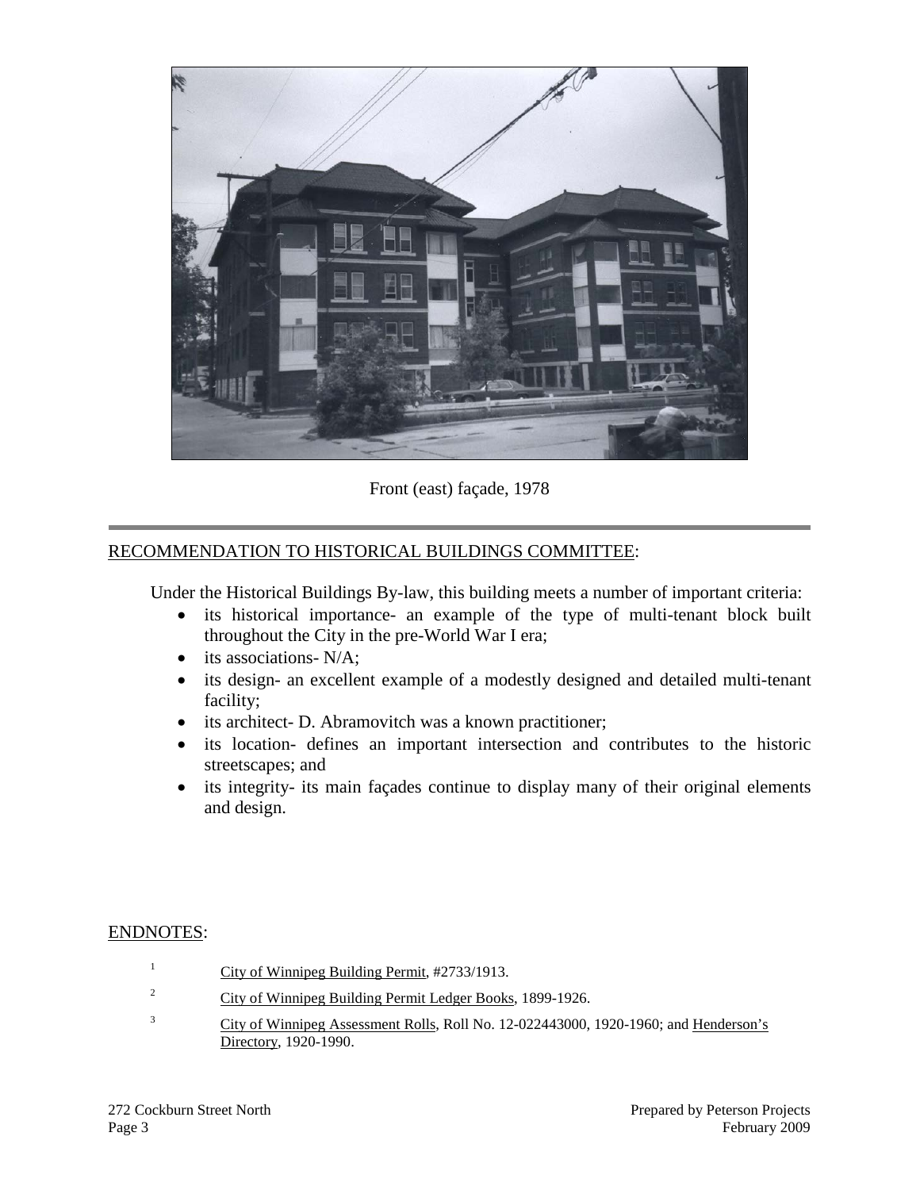Front (east) façade, 1978

## RECOMMENDATION TO HISTORICAL BUILDINGS COMMITTEE:

Under the Historical Buildings By-law, this building meets a number of important criteria:

- its historical importance- an example of the type of multi-tenant block built throughout the City in the pre-World War I era;
- its associations- N/A;
- its design- an excellent example of a modestly designed and detailed multi-tenant facility;
- its architect- D. Abramovitch was a known practitioner;
- its location- defines an important intersection and contributes to the historic streetscapes; and
- its integrity- its main façades continue to display many of their original elements and design.

## ENDNOTES:

1. City of Winnipeg Building Permit, #2733/1913.
2. City of Winnipeg Building Permit Ledger Books, 1899-1926.
3. City of Winnipeg Assessment Rolls, Roll No. 12-022443000, 1920-1960; and Henderson's Directory, 1920-1990.